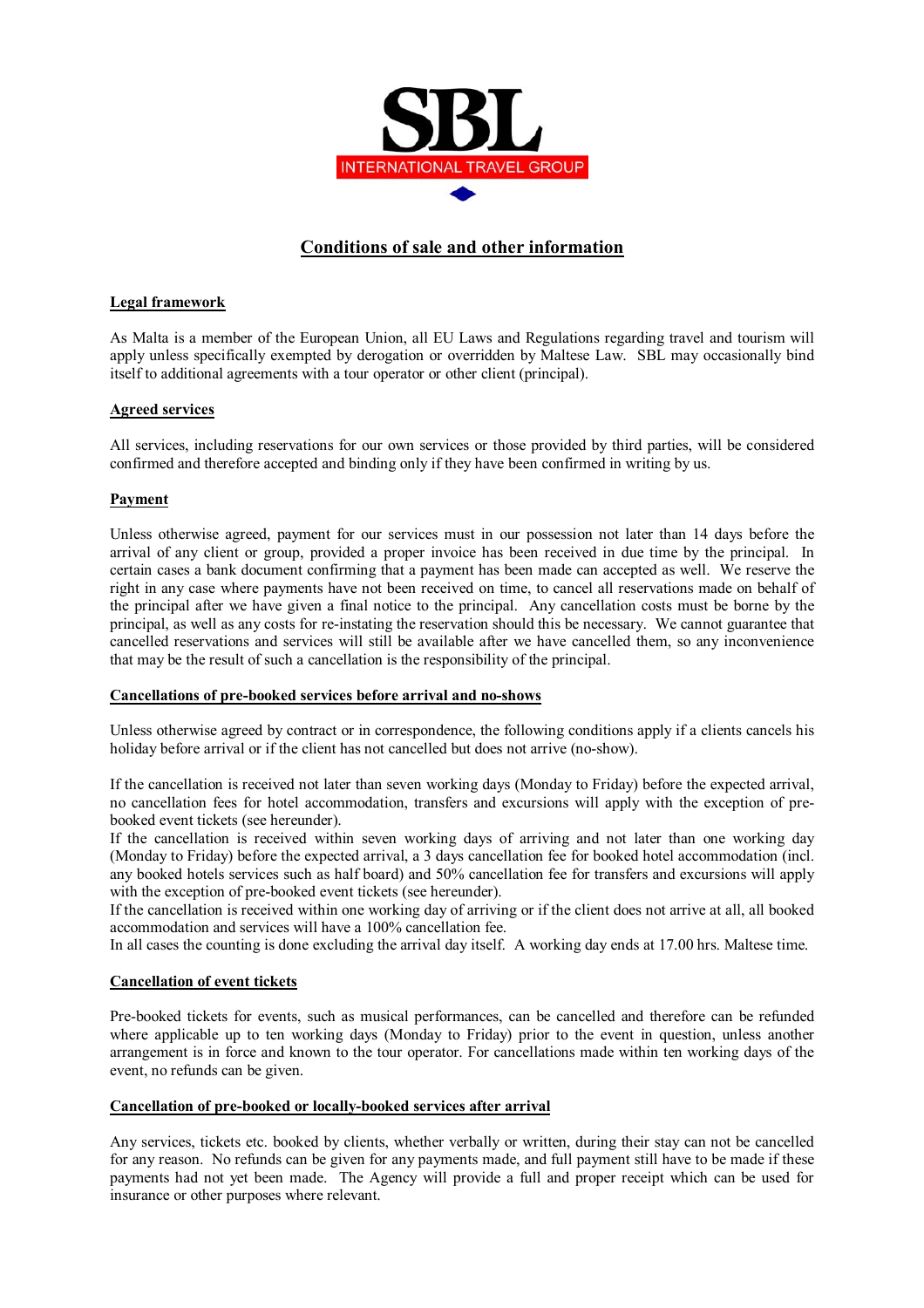SBL

INTERNATIONAL TRAVEL GROUP

# Conditions of sale and other information

## Legal framework

As Malta is a member of the European Union, all EU Laws and Regulations regarding travel and tourism will apply unless specifically exempted by derogation or overridden by Maltese Law. SBL may occasionally bind itself to additional agreements with a tour operator or other client (principal).

## Agreed services

All services, including reservations for our own services or those provided by third parties, will be considered confirmed and therefore accepted and binding only if they have been confirmed in writing by us.

## Payment

Unless otherwise agreed, payment for our services must in our possession not later than 14 days before the arrival of any client or group, provided a proper invoice has been received in due time by the principal. In certain cases a bank document confirming that a payment has been made can accepted as well. We reserve the right in any case where payments have not been received on time, to cancel all reservations made on behalf of the principal after we have given a final notice to the principal. Any cancellation costs must be borne by the principal, as well as any costs for re-instating the reservation should this be necessary. We cannot guarantee that cancelled reservations and services will still be available after we have cancelled them, so any inconvenience that may be the result of such a cancellation is the responsibility of the principal.

## Cancellations of pre-booked services before arrival and no-shows

Unless otherwise agreed by contract or in correspondence, the following conditions apply if a clients cancels his holiday before arrival or if the client has not cancelled but does not arrive (no-show).

If the cancellation is received not later than seven working days (Monday to Friday) before the expected arrival, no cancellation fees for hotel accommodation, transfers and excursions will apply with the exception of pre-booked event tickets (see hereunder).
If the cancellation is received within seven working days of arriving and not later than one working day (Monday to Friday) before the expected arrival, a 3 days cancellation fee for booked hotel accommodation (incl. any booked hotels services such as half board) and 50% cancellation fee for transfers and excursions will apply with the exception of pre-booked event tickets (see hereunder).
If the cancellation is received within one working day of arriving or if the client does not arrive at all, all booked accommodation and services will have a 100% cancellation fee.
In all cases the counting is done excluding the arrival day itself. A working day ends at 17.00 hrs. Maltese time.

## Cancellation of event tickets

Pre-booked tickets for events, such as musical performances, can be cancelled and therefore can be refunded where applicable up to ten working days (Monday to Friday) prior to the event in question, unless another arrangement is in force and known to the tour operator. For cancellations made within ten working days of the event, no refunds can be given.

## Cancellation of pre-booked or locally-booked services after arrival

Any services, tickets etc. booked by clients, whether verbally or written, during their stay can not be cancelled for any reason. No refunds can be given for any payments made, and full payment still have to be made if these payments had not yet been made. The Agency will provide a full and proper receipt which can be used for insurance or other purposes where relevant.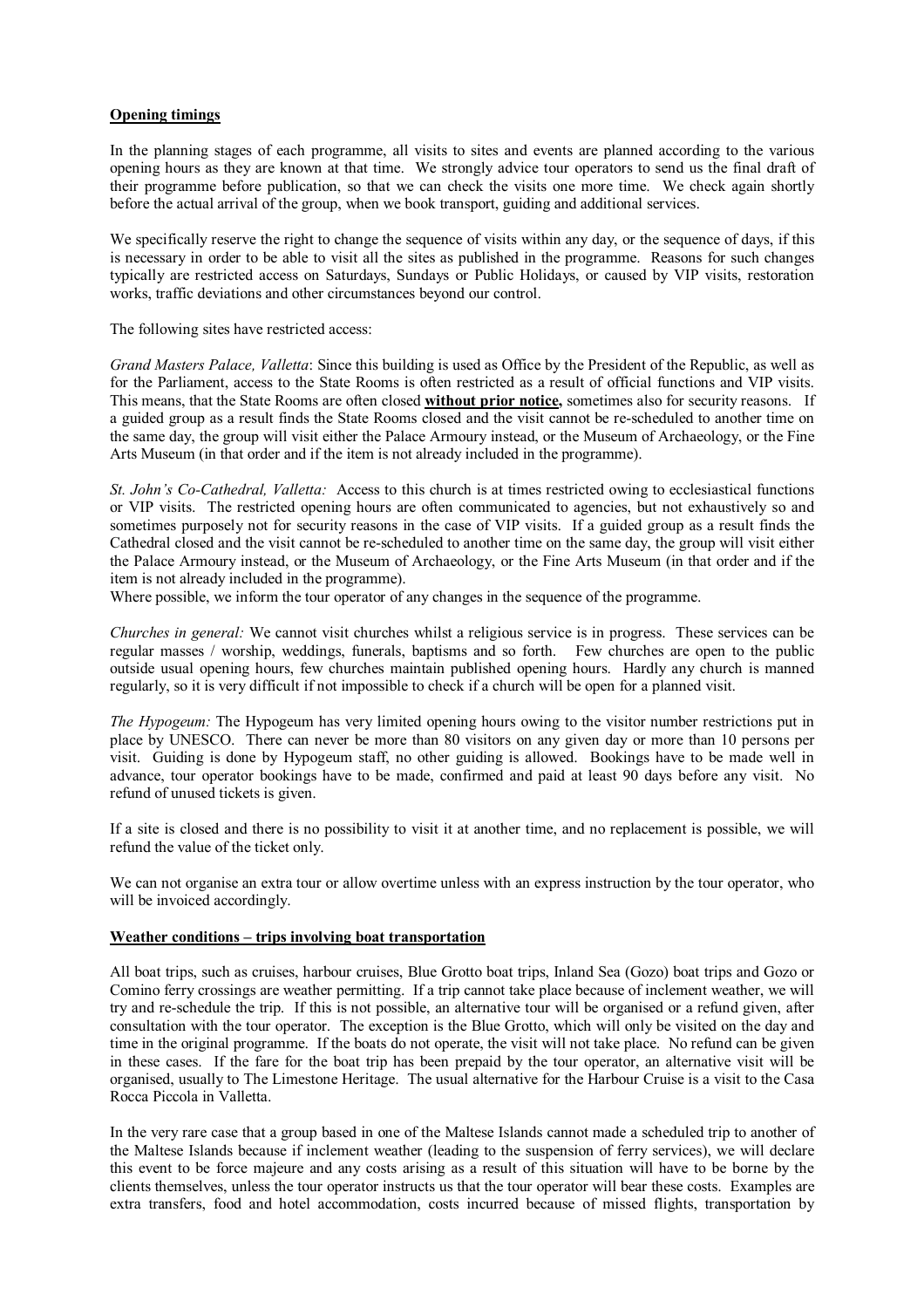**Opening timings**

In the planning stages of each programme, all visits to sites and events are planned according to the various opening hours as they are known at that time. We strongly advice tour operators to send us the final draft of their programme before publication, so that we can check the visits one more time. We check again shortly before the actual arrival of the group, when we book transport, guiding and additional services.

We specifically reserve the right to change the sequence of visits within any day, or the sequence of days, if this is necessary in order to be able to visit all the sites as published in the programme. Reasons for such changes typically are restricted access on Saturdays, Sundays or Public Holidays, or caused by VIP visits, restoration works, traffic deviations and other circumstances beyond our control.

The following sites have restricted access:

*Grand Masters Palace, Valletta*: Since this building is used as Office by the President of the Republic, as well as for the Parliament, access to the State Rooms is often restricted as a result of official functions and VIP visits. This means, that the State Rooms are often closed **without prior notice,** sometimes also for security reasons. If a guided group as a result finds the State Rooms closed and the visit cannot be re-scheduled to another time on the same day, the group will visit either the Palace Armoury instead, or the Museum of Archaeology, or the Fine Arts Museum (in that order and if the item is not already included in the programme).

*St. John's Co-Cathedral, Valletta:* Access to this church is at times restricted owing to ecclesiastical functions or VIP visits. The restricted opening hours are often communicated to agencies, but not exhaustively so and sometimes purposely not for security reasons in the case of VIP visits. If a guided group as a result finds the Cathedral closed and the visit cannot be re-scheduled to another time on the same day, the group will visit either the Palace Armoury instead, or the Museum of Archaeology, or the Fine Arts Museum (in that order and if the item is not already included in the programme).
Where possible, we inform the tour operator of any changes in the sequence of the programme.

*Churches in general:* We cannot visit churches whilst a religious service is in progress. These services can be regular masses / worship, weddings, funerals, baptisms and so forth. Few churches are open to the public outside usual opening hours, few churches maintain published opening hours. Hardly any church is manned regularly, so it is very difficult if not impossible to check if a church will be open for a planned visit.

*The Hypogeum:* The Hypogeum has very limited opening hours owing to the visitor number restrictions put in place by UNESCO. There can never be more than 80 visitors on any given day or more than 10 persons per visit. Guiding is done by Hypogeum staff, no other guiding is allowed. Bookings have to be made well in advance, tour operator bookings have to be made, confirmed and paid at least 90 days before any visit. No refund of unused tickets is given.

If a site is closed and there is no possibility to visit it at another time, and no replacement is possible, we will refund the value of the ticket only.

We can not organise an extra tour or allow overtime unless with an express instruction by the tour operator, who will be invoiced accordingly.

**Weather conditions – trips involving boat transportation**

All boat trips, such as cruises, harbour cruises, Blue Grotto boat trips, Inland Sea (Gozo) boat trips and Gozo or Comino ferry crossings are weather permitting. If a trip cannot take place because of inclement weather, we will try and re-schedule the trip. If this is not possible, an alternative tour will be organised or a refund given, after consultation with the tour operator. The exception is the Blue Grotto, which will only be visited on the day and time in the original programme. If the boats do not operate, the visit will not take place. No refund can be given in these cases. If the fare for the boat trip has been prepaid by the tour operator, an alternative visit will be organised, usually to The Limestone Heritage. The usual alternative for the Harbour Cruise is a visit to the Casa Rocca Piccola in Valletta.

In the very rare case that a group based in one of the Maltese Islands cannot made a scheduled trip to another of the Maltese Islands because if inclement weather (leading to the suspension of ferry services), we will declare this event to be force majeure and any costs arising as a result of this situation will have to be borne by the clients themselves, unless the tour operator instructs us that the tour operator will bear these costs. Examples are extra transfers, food and hotel accommodation, costs incurred because of missed flights, transportation by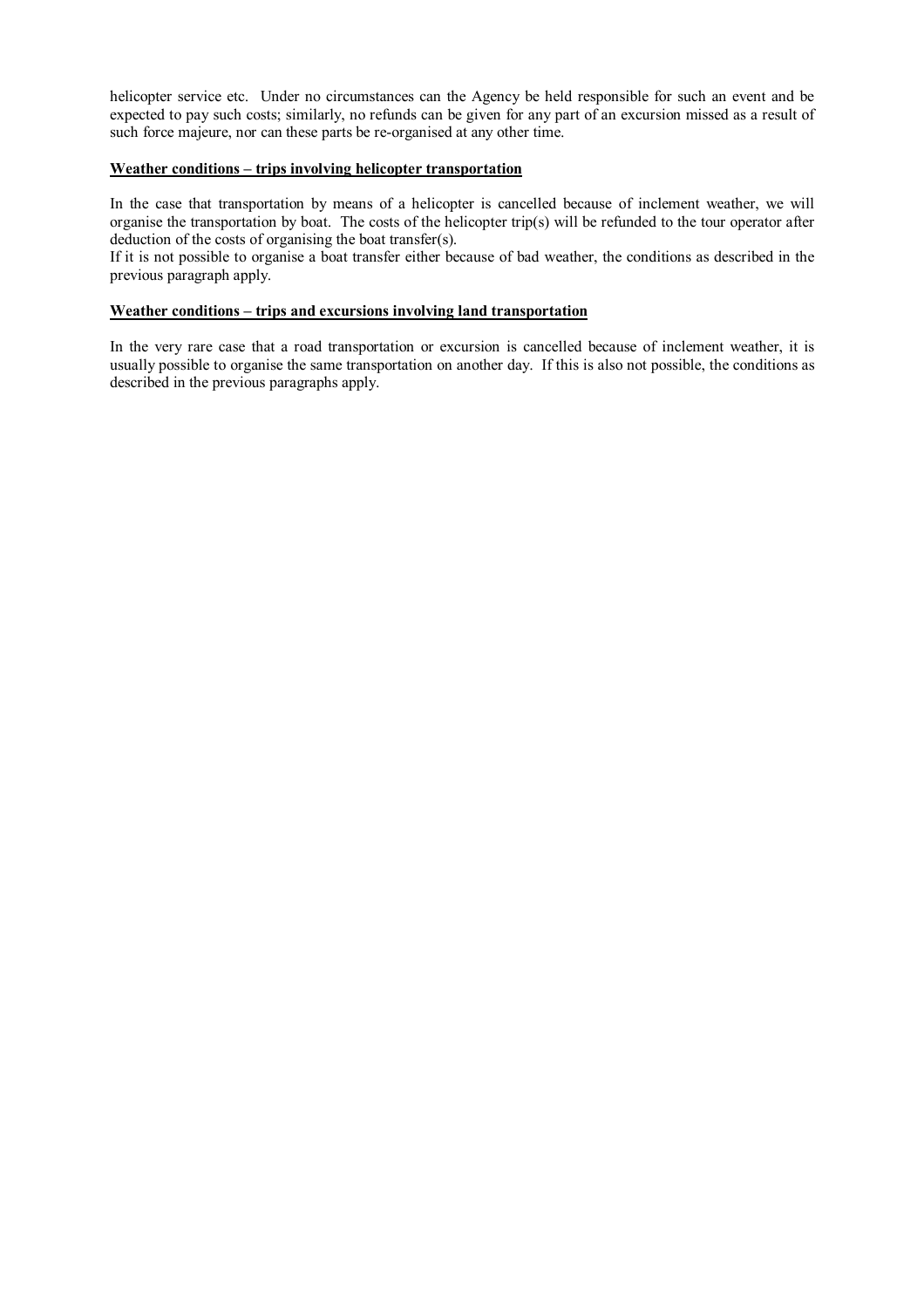helicopter service etc. Under no circumstances can the Agency be held responsible for such an event and be expected to pay such costs; similarly, no refunds can be given for any part of an excursion missed as a result of such force majeure, nor can these parts be re-organised at any other time.

**Weather conditions – trips involving helicopter transportation**

In the case that transportation by means of a helicopter is cancelled because of inclement weather, we will organise the transportation by boat. The costs of the helicopter trip(s) will be refunded to the tour operator after deduction of the costs of organising the boat transfer(s).
If it is not possible to organise a boat transfer either because of bad weather, the conditions as described in the previous paragraph apply.

**Weather conditions – trips and excursions involving land transportation**

In the very rare case that a road transportation or excursion is cancelled because of inclement weather, it is usually possible to organise the same transportation on another day. If this is also not possible, the conditions as described in the previous paragraphs apply.